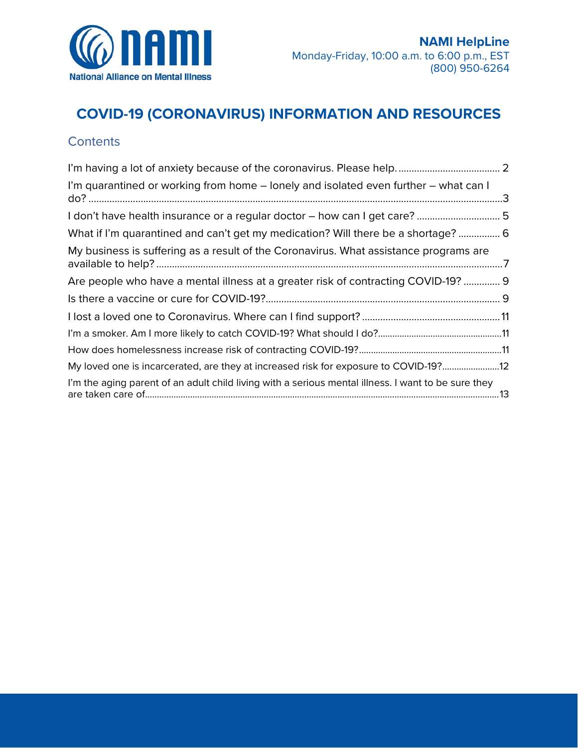National Alliance on Mental Illness

**NAMI HelpLine**
Monday-Friday, 10:00 a.m. to 6:00 p.m., EST
(800) 950-6264

# COVID-19 (CORONAVIRUS) INFORMATION AND RESOURCES

## Contents

- I'm having a lot of anxiety because of the coronavirus. Please help. .......... 2
- I'm quarantined or working from home – lonely and isolated even further – what can I do? .......... 3
- I don't have health insurance or a regular doctor – how can I get care? .......... 5
- What if I'm quarantined and can't get my medication? Will there be a shortage? .......... 6
- My business is suffering as a result of the Coronavirus. What assistance programs are available to help? .......... 7
- Are people who have a mental illness at a greater risk of contracting COVID-19? .......... 9
- Is there a vaccine or cure for COVID-19? .......... 9
- I lost a loved one to Coronavirus. Where can I find support? .......... 11
- I'm a smoker. Am I more likely to catch COVID-19? What should I do? .......... 11
- How does homelessness increase risk of contracting COVID-19? .......... 11
- My loved one is incarcerated, are they at increased risk for exposure to COVID-19? .......... 12
- I'm the aging parent of an adult child living with a serious mental illness. I want to be sure they are taken care of .......... 13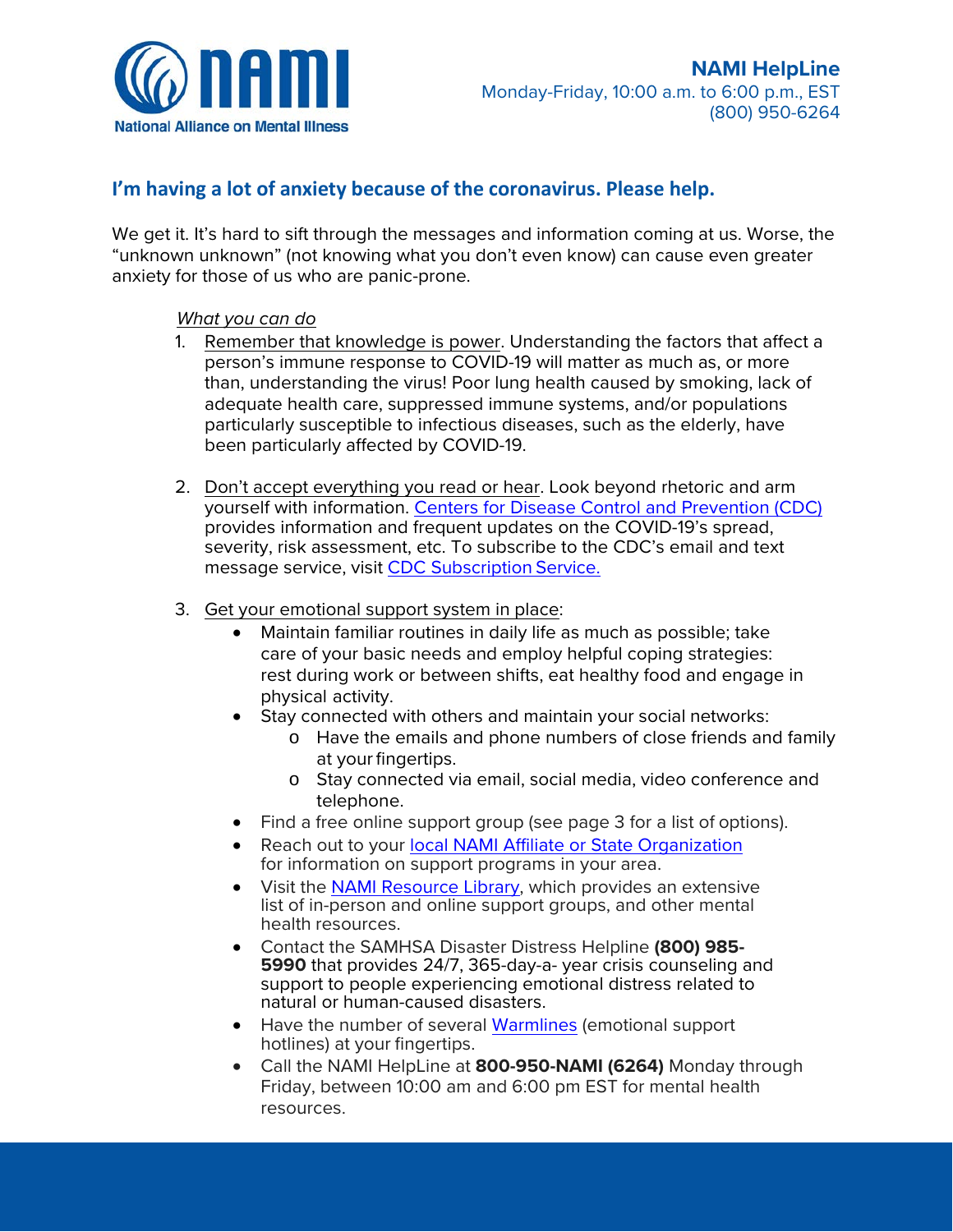## I'm having a lot of anxiety because of the coronavirus. Please help.

We get it. It's hard to sift through the messages and information coming at us. Worse, the "unknown unknown" (not knowing what you don't even know) can cause even greater anxiety for those of us who are panic-prone.

*What you can do*

1. Remember that knowledge is power. Understanding the factors that affect a person's immune response to COVID-19 will matter as much as, or more than, understanding the virus! Poor lung health caused by smoking, lack of adequate health care, suppressed immune systems, and/or populations particularly susceptible to infectious diseases, such as the elderly, have been particularly affected by COVID-19.

2. Don't accept everything you read or hear. Look beyond rhetoric and arm yourself with information. Centers for Disease Control and Prevention (CDC) provides information and frequent updates on the COVID-19's spread, severity, risk assessment, etc. To subscribe to the CDC's email and text message service, visit CDC Subscription Service.

3. Get your emotional support system in place:
   - Maintain familiar routines in daily life as much as possible; take care of your basic needs and employ helpful coping strategies: rest during work or between shifts, eat healthy food and engage in physical activity.
   - Stay connected with others and maintain your social networks:
     - Have the emails and phone numbers of close friends and family at your fingertips.
     - Stay connected via email, social media, video conference and telephone.
   - Find a free online support group (see page 3 for a list of options).
   - Reach out to your local NAMI Affiliate or State Organization for information on support programs in your area.
   - Visit the NAMI Resource Library, which provides an extensive list of in-person and online support groups, and other mental health resources.
   - Contact the SAMHSA Disaster Distress Helpline **(800) 985-5990** that provides 24/7, 365-day-a- year crisis counseling and support to people experiencing emotional distress related to natural or human-caused disasters.
   - Have the number of several Warmlines (emotional support hotlines) at your fingertips.
   - Call the NAMI HelpLine at **800-950-NAMI (6264)** Monday through Friday, between 10:00 am and 6:00 pm EST for mental health resources.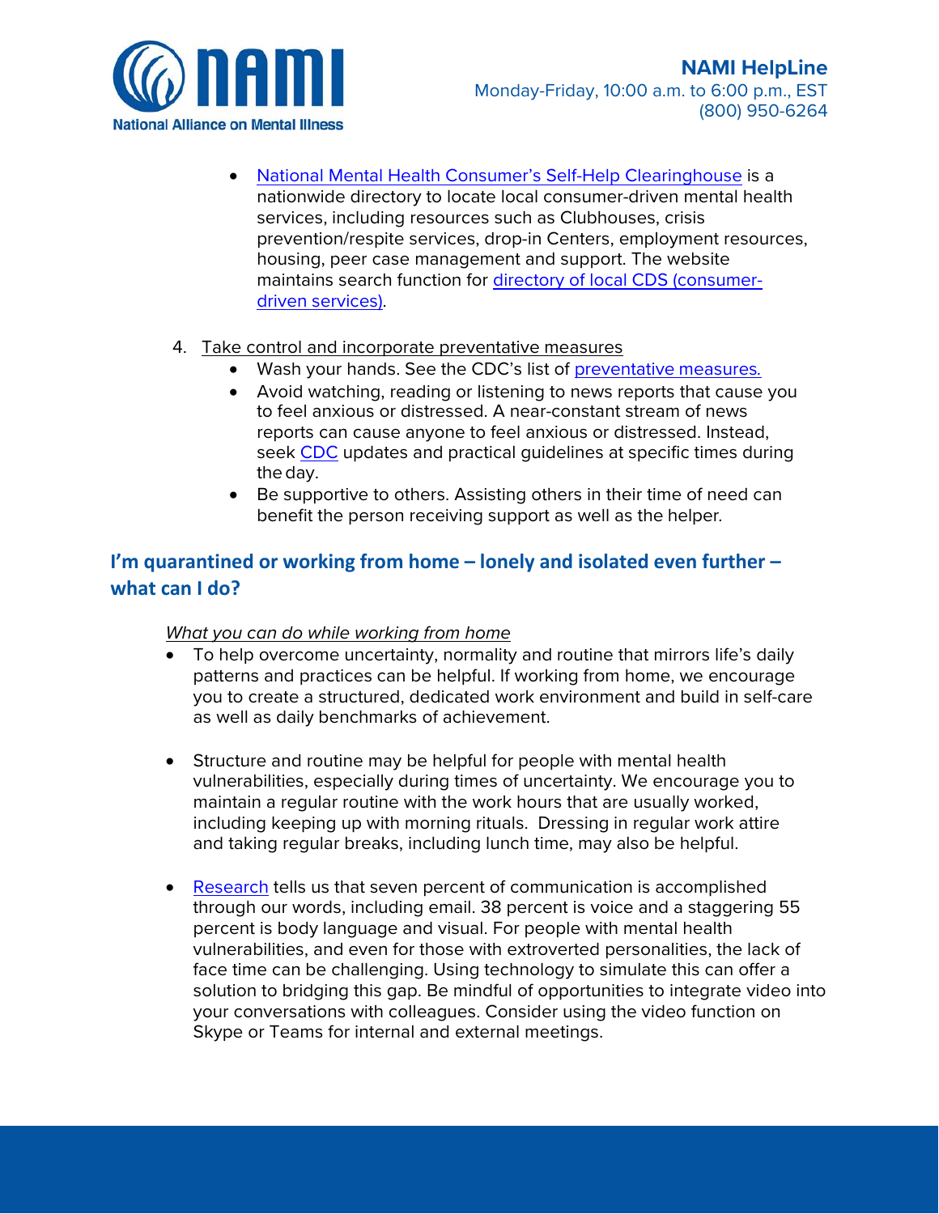- [National Mental Health Consumer's Self-Help Clearinghouse]() is a nationwide directory to locate local consumer-driven mental health services, including resources such as Clubhouses, crisis prevention/respite services, drop-in Centers, employment resources, housing, peer case management and support. The website maintains search function for [directory of local CDS (consumer-driven services)]().

4. Take control and incorporate preventative measures
   - Wash your hands. See the CDC's list of [preventative measures.]()
   - Avoid watching, reading or listening to news reports that cause you to feel anxious or distressed. A near-constant stream of news reports can cause anyone to feel anxious or distressed. Instead, seek [CDC]() updates and practical guidelines at specific times during the day.
   - Be supportive to others. Assisting others in their time of need can benefit the person receiving support as well as the helper.

## I'm quarantined or working from home – lonely and isolated even further – what can I do?

*What you can do while working from home*

- To help overcome uncertainty, normality and routine that mirrors life's daily patterns and practices can be helpful. If working from home, we encourage you to create a structured, dedicated work environment and build in self-care as well as daily benchmarks of achievement.

- Structure and routine may be helpful for people with mental health vulnerabilities, especially during times of uncertainty. We encourage you to maintain a regular routine with the work hours that are usually worked, including keeping up with morning rituals. Dressing in regular work attire and taking regular breaks, including lunch time, may also be helpful.

- [Research]() tells us that seven percent of communication is accomplished through our words, including email. 38 percent is voice and a staggering 55 percent is body language and visual. For people with mental health vulnerabilities, and even for those with extroverted personalities, the lack of face time can be challenging. Using technology to simulate this can offer a solution to bridging this gap. Be mindful of opportunities to integrate video into your conversations with colleagues. Consider using the video function on Skype or Teams for internal and external meetings.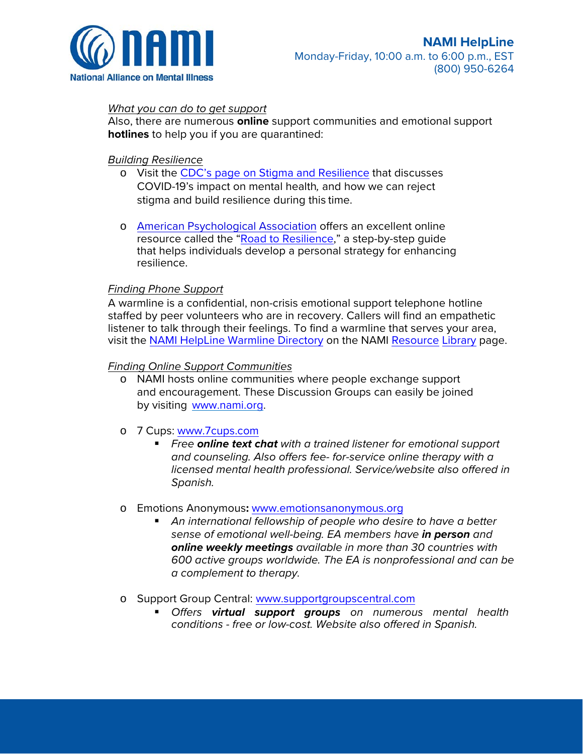*What you can do to get support*

Also, there are numerous **online** support communities and emotional support **hotlines** to help you if you are quarantined:

*Building Resilience*

- Visit the CDC's page on Stigma and Resilience that discusses COVID-19's impact on mental health, and how we can reject stigma and build resilience during this time.

- American Psychological Association offers an excellent online resource called the "Road to Resilience," a step-by-step guide that helps individuals develop a personal strategy for enhancing resilience.

*Finding Phone Support*

A warmline is a confidential, non-crisis emotional support telephone hotline staffed by peer volunteers who are in recovery. Callers will find an empathetic listener to talk through their feelings. To find a warmline that serves your area, visit the NAMI HelpLine Warmline Directory on the NAMI Resource Library page.

*Finding Online Support Communities*

- NAMI hosts online communities where people exchange support and encouragement. These Discussion Groups can easily be joined by visiting www.nami.org.

- 7 Cups: www.7cups.com
  - *Free **online text chat** with a trained listener for emotional support and counseling. Also offers fee- for-service online therapy with a licensed mental health professional. Service/website also offered in Spanish.*

- Emotions Anonymous**:** www.emotionsanonymous.org
  - *An international fellowship of people who desire to have a better sense of emotional well-being. EA members have **in person** and **online weekly meetings** available in more than 30 countries with 600 active groups worldwide. The EA is nonprofessional and can be a complement to therapy.*

- Support Group Central: www.supportgroupscentral.com
  - *Offers **virtual support groups** on numerous mental health conditions - free or low-cost. Website also offered in Spanish.*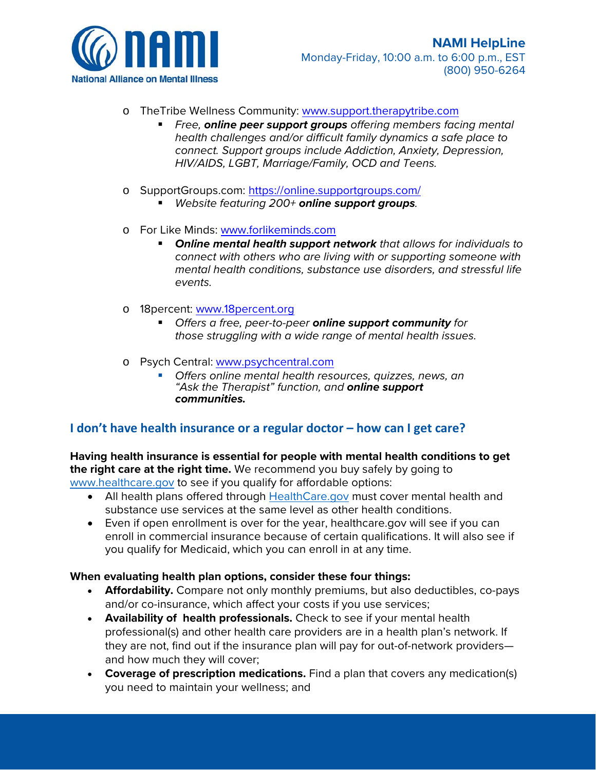- TheTribe Wellness Community: [www.support.therapytribe.com](http://www.support.therapytribe.com)
  - *Free, **online peer support groups** offering members facing mental health challenges and/or difficult family dynamics a safe place to connect. Support groups include Addiction, Anxiety, Depression, HIV/AIDS, LGBT, Marriage/Family, OCD and Teens.*

- SupportGroups.com: [https://online.supportgroups.com/](https://online.supportgroups.com/)
  - *Website featuring 200+ **online support groups**.*

- For Like Minds: [www.forlikeminds.com](http://www.forlikeminds.com)
  - ***Online mental health support network** that allows for individuals to connect with others who are living with or supporting someone with mental health conditions, substance use disorders, and stressful life events.*

- 18percent: [www.18percent.org](http://www.18percent.org)
  - *Offers a free, peer-to-peer **online support community** for those struggling with a wide range of mental health issues.*

- Psych Central: [www.psychcentral.com](http://www.psychcentral.com)
  - *Offers online mental health resources, quizzes, news, an "Ask the Therapist" function, and **online support communities.***

## I don't have health insurance or a regular doctor – how can I get care?

**Having health insurance is essential for people with mental health conditions to get the right care at the right time.** We recommend you buy safely by going to [www.healthcare.gov](http://www.healthcare.gov) to see if you qualify for affordable options:

- All health plans offered through [HealthCare.gov](http://www.healthcare.gov) must cover mental health and substance use services at the same level as other health conditions.
- Even if open enrollment is over for the year, healthcare.gov will see if you can enroll in commercial insurance because of certain qualifications. It will also see if you qualify for Medicaid, which you can enroll in at any time.

**When evaluating health plan options, consider these four things:**

- **Affordability.** Compare not only monthly premiums, but also deductibles, co-pays and/or co-insurance, which affect your costs if you use services;
- **Availability of health professionals.** Check to see if your mental health professional(s) and other health care providers are in a health plan's network. If they are not, find out if the insurance plan will pay for out-of-network providers—and how much they will cover;
- **Coverage of prescription medications.** Find a plan that covers any medication(s) you need to maintain your wellness; and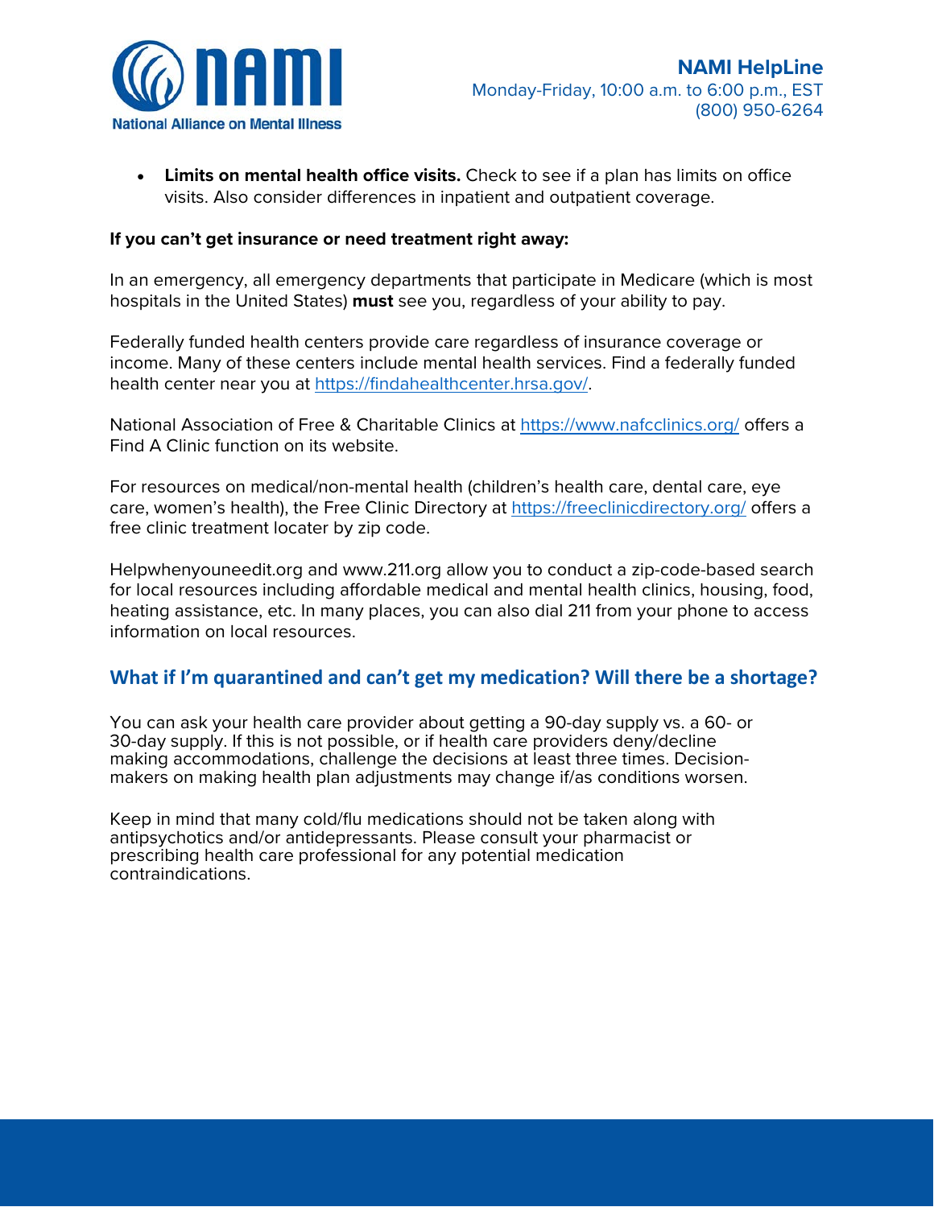- **Limits on mental health office visits.** Check to see if a plan has limits on office visits. Also consider differences in inpatient and outpatient coverage.

**If you can't get insurance or need treatment right away:**

In an emergency, all emergency departments that participate in Medicare (which is most hospitals in the United States) **must** see you, regardless of your ability to pay.

Federally funded health centers provide care regardless of insurance coverage or income. Many of these centers include mental health services. Find a federally funded health center near you at https://findahealthcenter.hrsa.gov/.

National Association of Free & Charitable Clinics at https://www.nafcclinics.org/ offers a Find A Clinic function on its website.

For resources on medical/non-mental health (children's health care, dental care, eye care, women's health), the Free Clinic Directory at https://freeclinicdirectory.org/ offers a free clinic treatment locater by zip code.

Helpwhenyouneedit.org and www.211.org allow you to conduct a zip-code-based search for local resources including affordable medical and mental health clinics, housing, food, heating assistance, etc. In many places, you can also dial 211 from your phone to access information on local resources.

## What if I'm quarantined and can't get my medication? Will there be a shortage?

You can ask your health care provider about getting a 90-day supply vs. a 60- or 30-day supply. If this is not possible, or if health care providers deny/decline making accommodations, challenge the decisions at least three times. Decision-makers on making health plan adjustments may change if/as conditions worsen.

Keep in mind that many cold/flu medications should not be taken along with antipsychotics and/or antidepressants. Please consult your pharmacist or prescribing health care professional for any potential medication contraindications.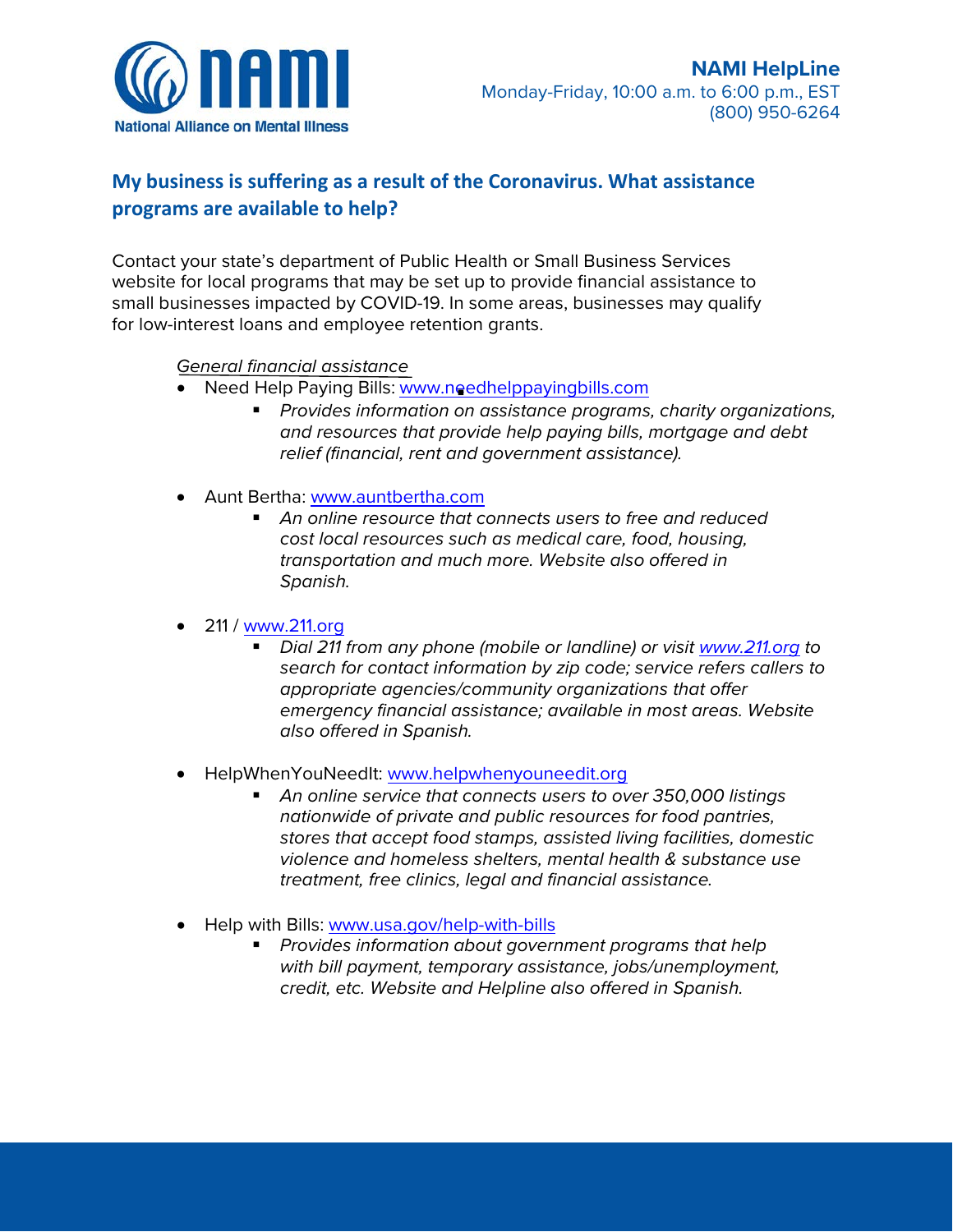## My business is suffering as a result of the Coronavirus. What assistance programs are available to help?

Contact your state's department of Public Health or Small Business Services website for local programs that may be set up to provide financial assistance to small businesses impacted by COVID-19. In some areas, businesses may qualify for low-interest loans and employee retention grants.

*General financial assistance*

- Need Help Paying Bills: www.needhelppayingbills.com
  - *Provides information on assistance programs, charity organizations, and resources that provide help paying bills, mortgage and debt relief (financial, rent and government assistance).*

- Aunt Bertha: www.auntbertha.com
  - *An online resource that connects users to free and reduced cost local resources such as medical care, food, housing, transportation and much more. Website also offered in Spanish.*

- 211 / www.211.org
  - *Dial 211 from any phone (mobile or landline) or visit www.211.org to search for contact information by zip code; service refers callers to appropriate agencies/community organizations that offer emergency financial assistance; available in most areas. Website also offered in Spanish.*

- HelpWhenYouNeedIt: www.helpwhenyouneedit.org
  - *An online service that connects users to over 350,000 listings nationwide of private and public resources for food pantries, stores that accept food stamps, assisted living facilities, domestic violence and homeless shelters, mental health & substance use treatment, free clinics, legal and financial assistance.*

- Help with Bills: www.usa.gov/help-with-bills
  - *Provides information about government programs that help with bill payment, temporary assistance, jobs/unemployment, credit, etc. Website and Helpline also offered in Spanish.*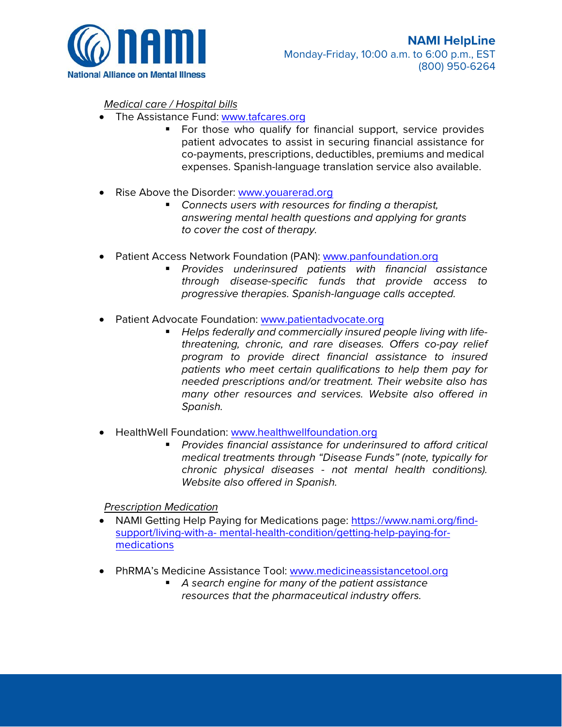*Medical care / Hospital bills*

- The Assistance Fund: [www.tafcares.org](http://www.tafcares.org)
  - For those who qualify for financial support, service provides patient advocates to assist in securing financial assistance for co-payments, prescriptions, deductibles, premiums and medical expenses. Spanish-language translation service also available.

- Rise Above the Disorder: [www.youarerad.org](http://www.youarerad.org)
  - *Connects users with resources for finding a therapist, answering mental health questions and applying for grants to cover the cost of therapy.*

- Patient Access Network Foundation (PAN): [www.panfoundation.org](http://www.panfoundation.org)
  - *Provides underinsured patients with financial assistance through disease-specific funds that provide access to progressive therapies. Spanish-language calls accepted.*

- Patient Advocate Foundation: [www.patientadvocate.org](http://www.patientadvocate.org)
  - *Helps federally and commercially insured people living with life-threatening, chronic, and rare diseases. Offers co-pay relief program to provide direct financial assistance to insured patients who meet certain qualifications to help them pay for needed prescriptions and/or treatment. Their website also has many other resources and services. Website also offered in Spanish.*

- HealthWell Foundation: [www.healthwellfoundation.org](http://www.healthwellfoundation.org)
  - *Provides financial assistance for underinsured to afford critical medical treatments through "Disease Funds" (note, typically for chronic physical diseases - not mental health conditions). Website also offered in Spanish.*

*Prescription Medication*

- NAMI Getting Help Paying for Medications page: [https://www.nami.org/find-support/living-with-a- mental-health-condition/getting-help-paying-for-medications](https://www.nami.org/find-support/living-with-a-mental-health-condition/getting-help-paying-for-medications)

- PhRMA's Medicine Assistance Tool: [www.medicineassistancetool.org](http://www.medicineassistancetool.org)
  - *A search engine for many of the patient assistance resources that the pharmaceutical industry offers.*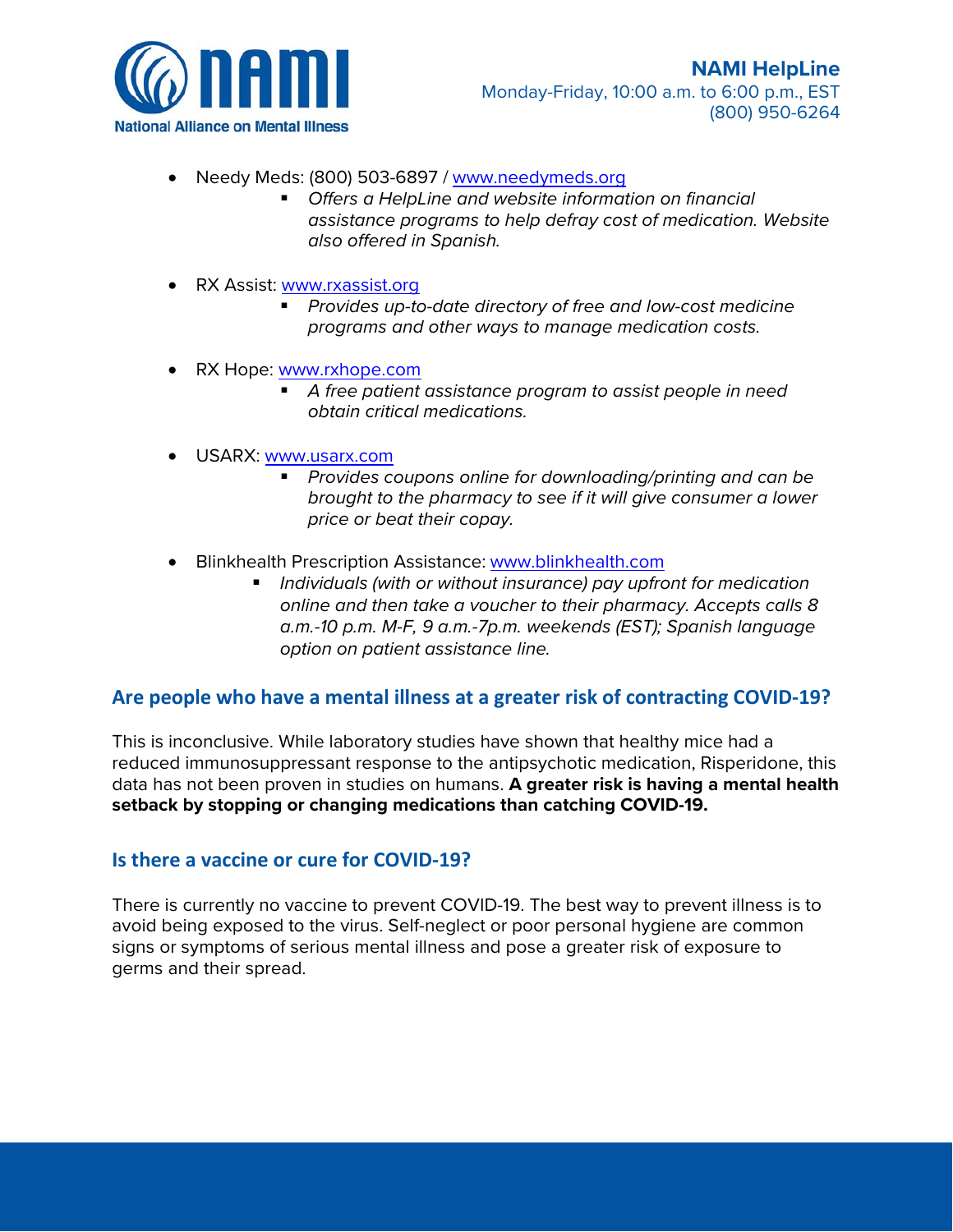- Needy Meds: (800) 503-6897 / www.needymeds.org
  - *Offers a HelpLine and website information on financial assistance programs to help defray cost of medication. Website also offered in Spanish.*

- RX Assist: www.rxassist.org
  - *Provides up-to-date directory of free and low-cost medicine programs and other ways to manage medication costs.*

- RX Hope: www.rxhope.com
  - *A free patient assistance program to assist people in need obtain critical medications.*

- USARX: www.usarx.com
  - *Provides coupons online for downloading/printing and can be brought to the pharmacy to see if it will give consumer a lower price or beat their copay.*

- Blinkhealth Prescription Assistance: www.blinkhealth.com
  - *Individuals (with or without insurance) pay upfront for medication online and then take a voucher to their pharmacy. Accepts calls 8 a.m.-10 p.m. M-F, 9 a.m.-7p.m. weekends (EST); Spanish language option on patient assistance line.*

## Are people who have a mental illness at a greater risk of contracting COVID-19?

This is inconclusive. While laboratory studies have shown that healthy mice had a reduced immunosuppressant response to the antipsychotic medication, Risperidone, this data has not been proven in studies on humans. **A greater risk is having a mental health setback by stopping or changing medications than catching COVID-19.**

## Is there a vaccine or cure for COVID-19?

There is currently no vaccine to prevent COVID-19. The best way to prevent illness is to avoid being exposed to the virus. Self-neglect or poor personal hygiene are common signs or symptoms of serious mental illness and pose a greater risk of exposure to germs and their spread.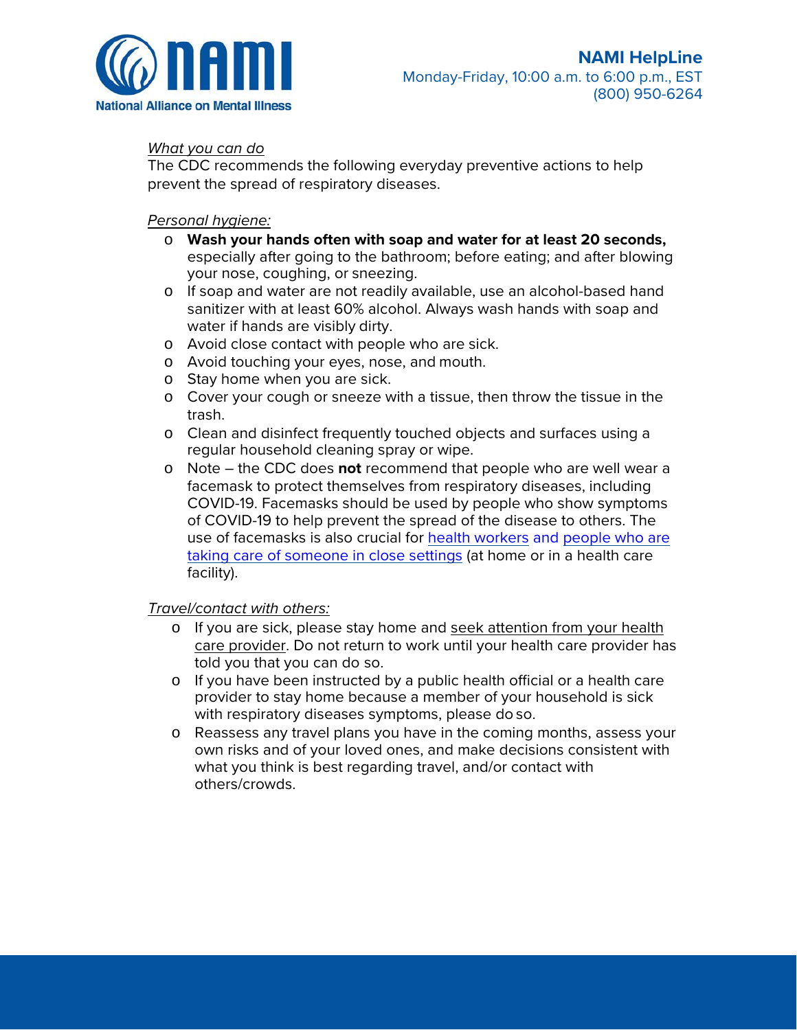*What you can do*

The CDC recommends the following everyday preventive actions to help prevent the spread of respiratory diseases.

*Personal hygiene:*

- **Wash your hands often with soap and water for at least 20 seconds,** especially after going to the bathroom; before eating; and after blowing your nose, coughing, or sneezing.
- If soap and water are not readily available, use an alcohol-based hand sanitizer with at least 60% alcohol. Always wash hands with soap and water if hands are visibly dirty.
- Avoid close contact with people who are sick.
- Avoid touching your eyes, nose, and mouth.
- Stay home when you are sick.
- Cover your cough or sneeze with a tissue, then throw the tissue in the trash.
- Clean and disinfect frequently touched objects and surfaces using a regular household cleaning spray or wipe.
- Note – the CDC does **not** recommend that people who are well wear a facemask to protect themselves from respiratory diseases, including COVID-19. Facemasks should be used by people who show symptoms of COVID-19 to help prevent the spread of the disease to others. The use of facemasks is also crucial for health workers and people who are taking care of someone in close settings (at home or in a health care facility).

*Travel/contact with others:*

- If you are sick, please stay home and seek attention from your health care provider. Do not return to work until your health care provider has told you that you can do so.
- If you have been instructed by a public health official or a health care provider to stay home because a member of your household is sick with respiratory diseases symptoms, please do so.
- Reassess any travel plans you have in the coming months, assess your own risks and of your loved ones, and make decisions consistent with what you think is best regarding travel, and/or contact with others/crowds.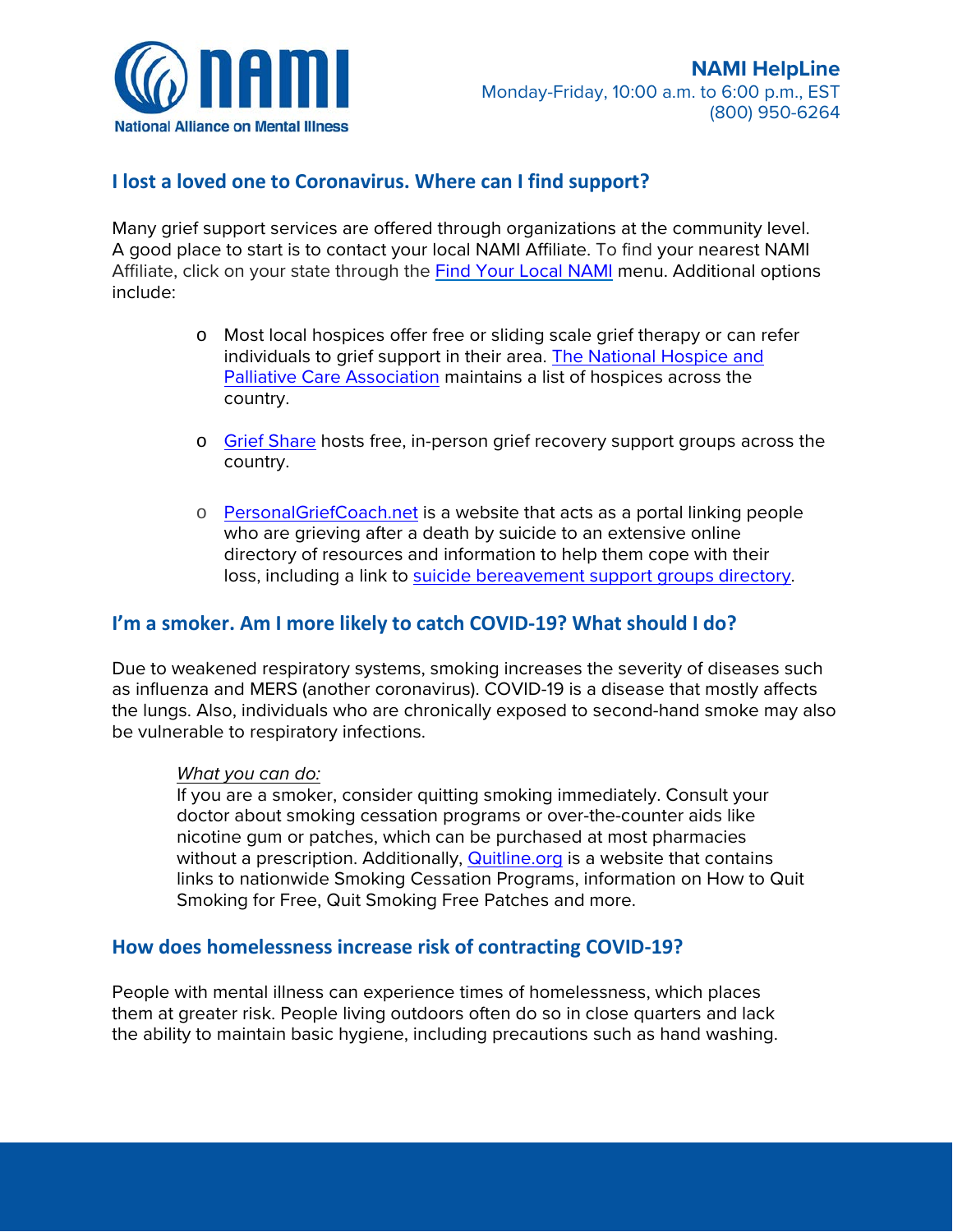## I lost a loved one to Coronavirus. Where can I find support?

Many grief support services are offered through organizations at the community level. A good place to start is to contact your local NAMI Affiliate. To find your nearest NAMI Affiliate, click on your state through the Find Your Local NAMI menu. Additional options include:

- Most local hospices offer free or sliding scale grief therapy or can refer individuals to grief support in their area. The National Hospice and Palliative Care Association maintains a list of hospices across the country.
- Grief Share hosts free, in-person grief recovery support groups across the country.
- PersonalGriefCoach.net is a website that acts as a portal linking people who are grieving after a death by suicide to an extensive online directory of resources and information to help them cope with their loss, including a link to suicide bereavement support groups directory.

## I'm a smoker. Am I more likely to catch COVID-19? What should I do?

Due to weakened respiratory systems, smoking increases the severity of diseases such as influenza and MERS (another coronavirus). COVID-19 is a disease that mostly affects the lungs. Also, individuals who are chronically exposed to second-hand smoke may also be vulnerable to respiratory infections.

*What you can do:*
If you are a smoker, consider quitting smoking immediately. Consult your doctor about smoking cessation programs or over-the-counter aids like nicotine gum or patches, which can be purchased at most pharmacies without a prescription. Additionally, Quitline.org is a website that contains links to nationwide Smoking Cessation Programs, information on How to Quit Smoking for Free, Quit Smoking Free Patches and more.

## How does homelessness increase risk of contracting COVID-19?

People with mental illness can experience times of homelessness, which places them at greater risk. People living outdoors often do so in close quarters and lack the ability to maintain basic hygiene, including precautions such as hand washing.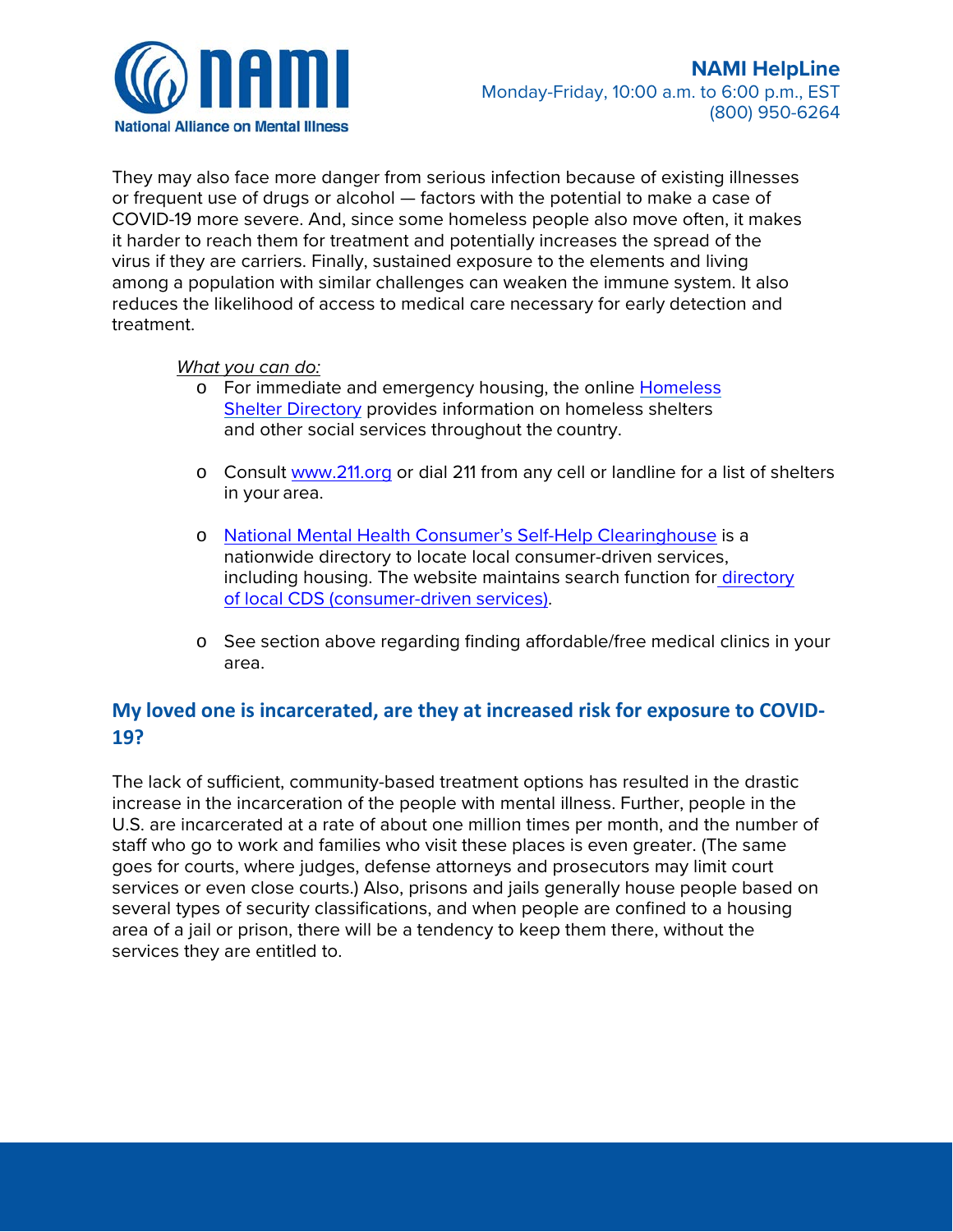They may also face more danger from serious infection because of existing illnesses or frequent use of drugs or alcohol — factors with the potential to make a case of COVID-19 more severe. And, since some homeless people also move often, it makes it harder to reach them for treatment and potentially increases the spread of the virus if they are carriers. Finally, sustained exposure to the elements and living among a population with similar challenges can weaken the immune system. It also reduces the likelihood of access to medical care necessary for early detection and treatment.

*What you can do:*

- For immediate and emergency housing, the online [Homeless Shelter Directory](#) provides information on homeless shelters and other social services throughout the country.
- Consult [www.211.org](#) or dial 211 from any cell or landline for a list of shelters in your area.
- [National Mental Health Consumer's Self-Help Clearinghouse](#) is a nationwide directory to locate local consumer-driven services, including housing. The website maintains search function for [directory of local CDS (consumer-driven services)](#).
- See section above regarding finding affordable/free medical clinics in your area.

## My loved one is incarcerated, are they at increased risk for exposure to COVID-19?

The lack of sufficient, community-based treatment options has resulted in the drastic increase in the incarceration of the people with mental illness. Further, people in the U.S. are incarcerated at a rate of about one million times per month, and the number of staff who go to work and families who visit these places is even greater. (The same goes for courts, where judges, defense attorneys and prosecutors may limit court services or even close courts.) Also, prisons and jails generally house people based on several types of security classifications, and when people are confined to a housing area of a jail or prison, there will be a tendency to keep them there, without the services they are entitled to.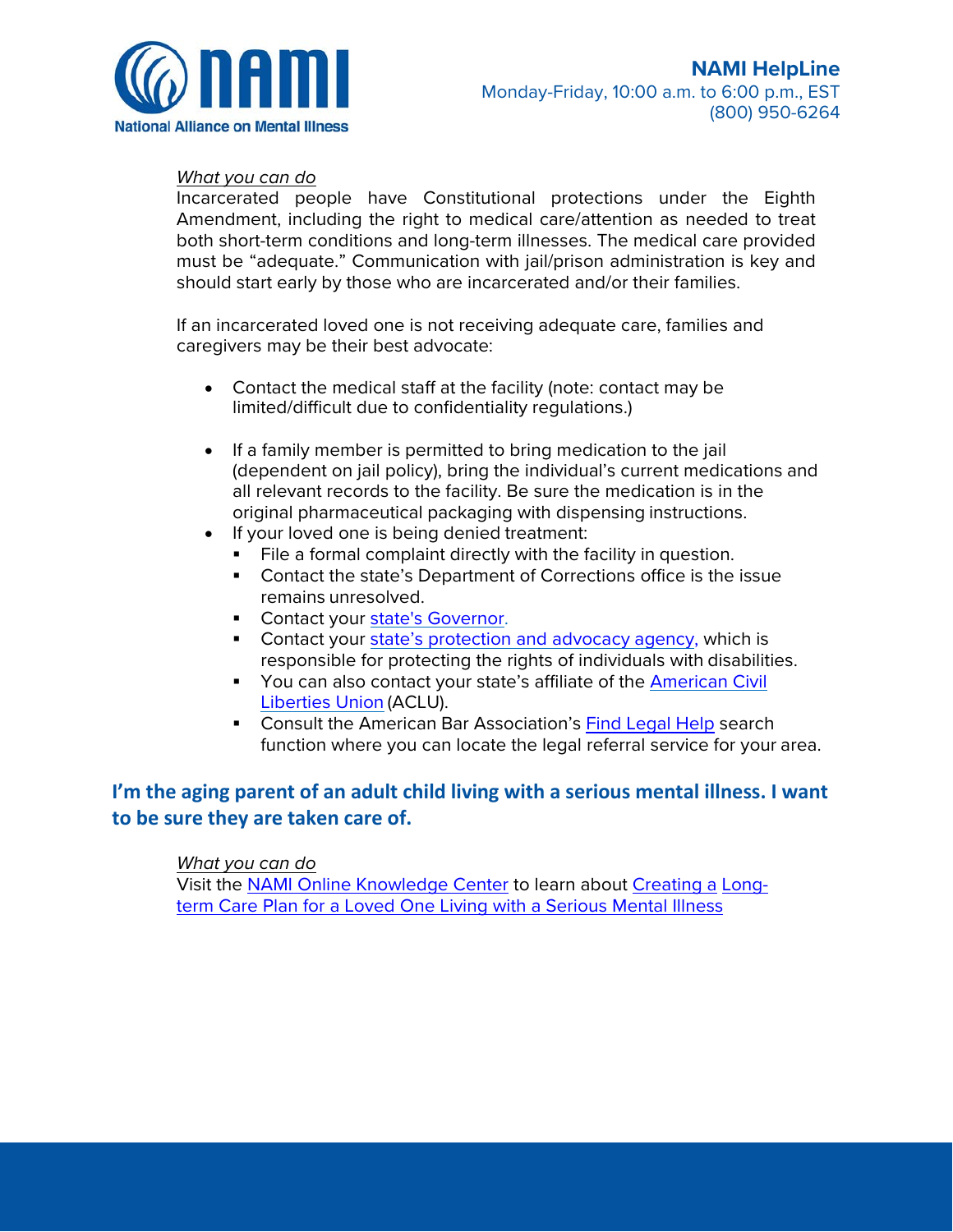*What you can do*

Incarcerated people have Constitutional protections under the Eighth Amendment, including the right to medical care/attention as needed to treat both short-term conditions and long-term illnesses. The medical care provided must be "adequate." Communication with jail/prison administration is key and should start early by those who are incarcerated and/or their families.

If an incarcerated loved one is not receiving adequate care, families and caregivers may be their best advocate:

- Contact the medical staff at the facility (note: contact may be limited/difficult due to confidentiality regulations.)
- If a family member is permitted to bring medication to the jail (dependent on jail policy), bring the individual's current medications and all relevant records to the facility. Be sure the medication is in the original pharmaceutical packaging with dispensing instructions.
- If your loved one is being denied treatment:
  - File a formal complaint directly with the facility in question.
  - Contact the state's Department of Corrections office is the issue remains unresolved.
  - Contact your state's Governor.
  - Contact your state's protection and advocacy agency, which is responsible for protecting the rights of individuals with disabilities.
  - You can also contact your state's affiliate of the American Civil Liberties Union (ACLU).
  - Consult the American Bar Association's Find Legal Help search function where you can locate the legal referral service for your area.

## I'm the aging parent of an adult child living with a serious mental illness. I want to be sure they are taken care of.

*What you can do*

Visit the NAMI Online Knowledge Center to learn about Creating a Long-term Care Plan for a Loved One Living with a Serious Mental Illness